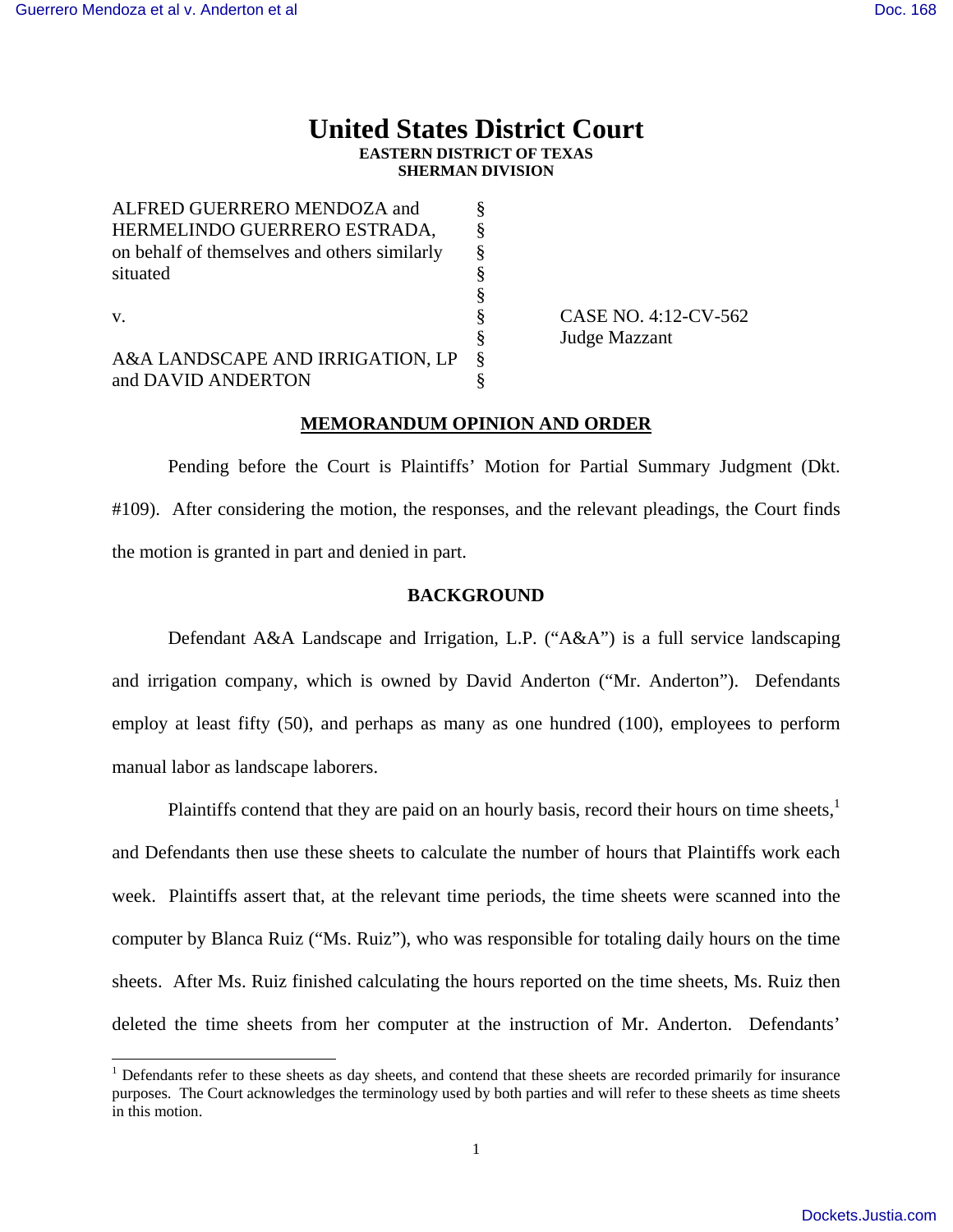# United States District Court

**EASTERN DISTRICT OF TEXAS**
**SHERMAN DIVISION**

| | | |
|---|---|---|
| ALFRED GUERRERO MENDOZA and HERMELINDO GUERRERO ESTRADA, on behalf of themselves and others similarly situated | § | |
| v. | § | CASE NO. 4:12-CV-562 Judge Mazzant |
| A&A LANDSCAPE AND IRRIGATION, LP and DAVID ANDERTON | § | |

## MEMORANDUM OPINION AND ORDER

Pending before the Court is Plaintiffs' Motion for Partial Summary Judgment (Dkt. #109). After considering the motion, the responses, and the relevant pleadings, the Court finds the motion is granted in part and denied in part.

## BACKGROUND

Defendant A&A Landscape and Irrigation, L.P. ("A&A") is a full service landscaping and irrigation company, which is owned by David Anderton ("Mr. Anderton"). Defendants employ at least fifty (50), and perhaps as many as one hundred (100), employees to perform manual labor as landscape laborers.

Plaintiffs contend that they are paid on an hourly basis, record their hours on time sheets,[1] and Defendants then use these sheets to calculate the number of hours that Plaintiffs work each week. Plaintiffs assert that, at the relevant time periods, the time sheets were scanned into the computer by Blanca Ruiz ("Ms. Ruiz"), who was responsible for totaling daily hours on the time sheets. After Ms. Ruiz finished calculating the hours reported on the time sheets, Ms. Ruiz then deleted the time sheets from her computer at the instruction of Mr. Anderton. Defendants'

[1] Defendants refer to these sheets as day sheets, and contend that these sheets are recorded primarily for insurance purposes. The Court acknowledges the terminology used by both parties and will refer to these sheets as time sheets in this motion.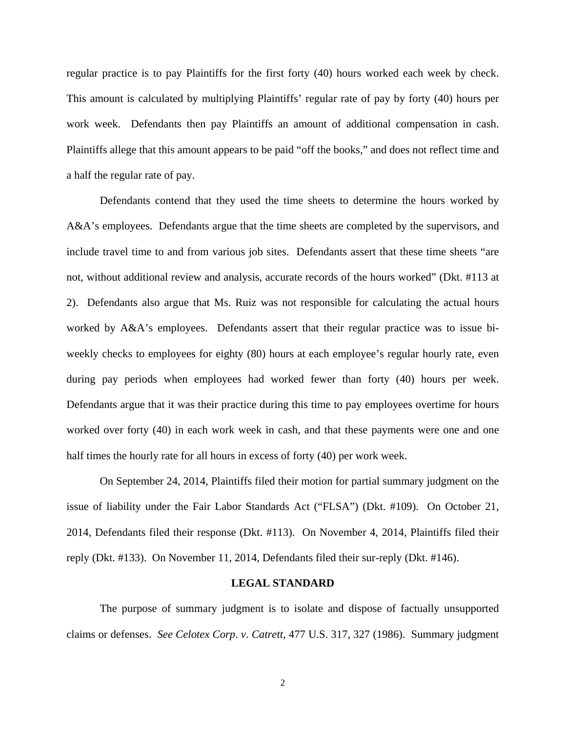regular practice is to pay Plaintiffs for the first forty (40) hours worked each week by check. This amount is calculated by multiplying Plaintiffs' regular rate of pay by forty (40) hours per work week. Defendants then pay Plaintiffs an amount of additional compensation in cash. Plaintiffs allege that this amount appears to be paid "off the books," and does not reflect time and a half the regular rate of pay.

Defendants contend that they used the time sheets to determine the hours worked by A&A's employees. Defendants argue that the time sheets are completed by the supervisors, and include travel time to and from various job sites. Defendants assert that these time sheets "are not, without additional review and analysis, accurate records of the hours worked" (Dkt. #113 at 2). Defendants also argue that Ms. Ruiz was not responsible for calculating the actual hours worked by A&A's employees. Defendants assert that their regular practice was to issue bi-weekly checks to employees for eighty (80) hours at each employee's regular hourly rate, even during pay periods when employees had worked fewer than forty (40) hours per week. Defendants argue that it was their practice during this time to pay employees overtime for hours worked over forty (40) in each work week in cash, and that these payments were one and one half times the hourly rate for all hours in excess of forty (40) per work week.

On September 24, 2014, Plaintiffs filed their motion for partial summary judgment on the issue of liability under the Fair Labor Standards Act ("FLSA") (Dkt. #109). On October 21, 2014, Defendants filed their response (Dkt. #113). On November 4, 2014, Plaintiffs filed their reply (Dkt. #133). On November 11, 2014, Defendants filed their sur-reply (Dkt. #146).

## LEGAL STANDARD

The purpose of summary judgment is to isolate and dispose of factually unsupported claims or defenses. *See Celotex Corp. v. Catrett*, 477 U.S. 317, 327 (1986). Summary judgment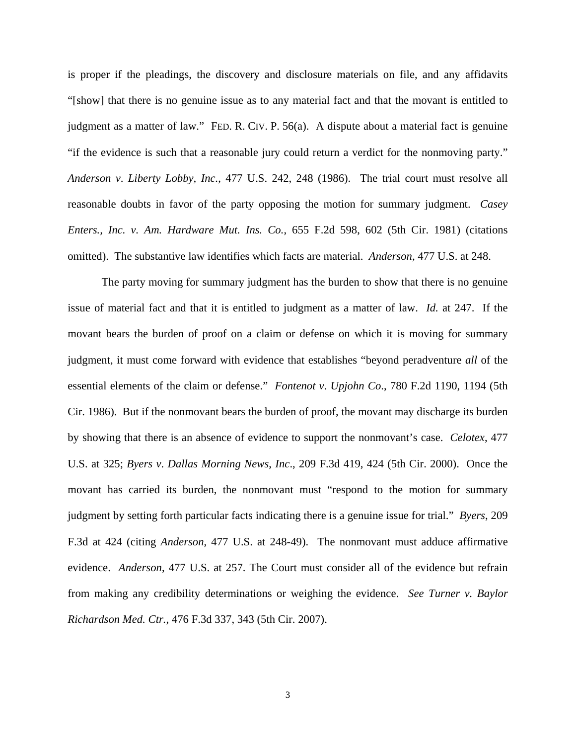is proper if the pleadings, the discovery and disclosure materials on file, and any affidavits "[show] that there is no genuine issue as to any material fact and that the movant is entitled to judgment as a matter of law." FED. R. CIV. P. 56(a). A dispute about a material fact is genuine "if the evidence is such that a reasonable jury could return a verdict for the nonmoving party." *Anderson v. Liberty Lobby, Inc.*, 477 U.S. 242, 248 (1986). The trial court must resolve all reasonable doubts in favor of the party opposing the motion for summary judgment. *Casey Enters., Inc. v. Am. Hardware Mut. Ins. Co.*, 655 F.2d 598, 602 (5th Cir. 1981) (citations omitted). The substantive law identifies which facts are material. *Anderson*, 477 U.S. at 248.

The party moving for summary judgment has the burden to show that there is no genuine issue of material fact and that it is entitled to judgment as a matter of law. *Id.* at 247. If the movant bears the burden of proof on a claim or defense on which it is moving for summary judgment, it must come forward with evidence that establishes "beyond peradventure *all* of the essential elements of the claim or defense." *Fontenot v. Upjohn Co.*, 780 F.2d 1190, 1194 (5th Cir. 1986). But if the nonmovant bears the burden of proof, the movant may discharge its burden by showing that there is an absence of evidence to support the nonmovant's case. *Celotex*, 477 U.S. at 325; *Byers v. Dallas Morning News, Inc.*, 209 F.3d 419, 424 (5th Cir. 2000). Once the movant has carried its burden, the nonmovant must "respond to the motion for summary judgment by setting forth particular facts indicating there is a genuine issue for trial." *Byers*, 209 F.3d at 424 (citing *Anderson*, 477 U.S. at 248-49). The nonmovant must adduce affirmative evidence. *Anderson*, 477 U.S. at 257. The Court must consider all of the evidence but refrain from making any credibility determinations or weighing the evidence. *See Turner v. Baylor Richardson Med. Ctr.*, 476 F.3d 337, 343 (5th Cir. 2007).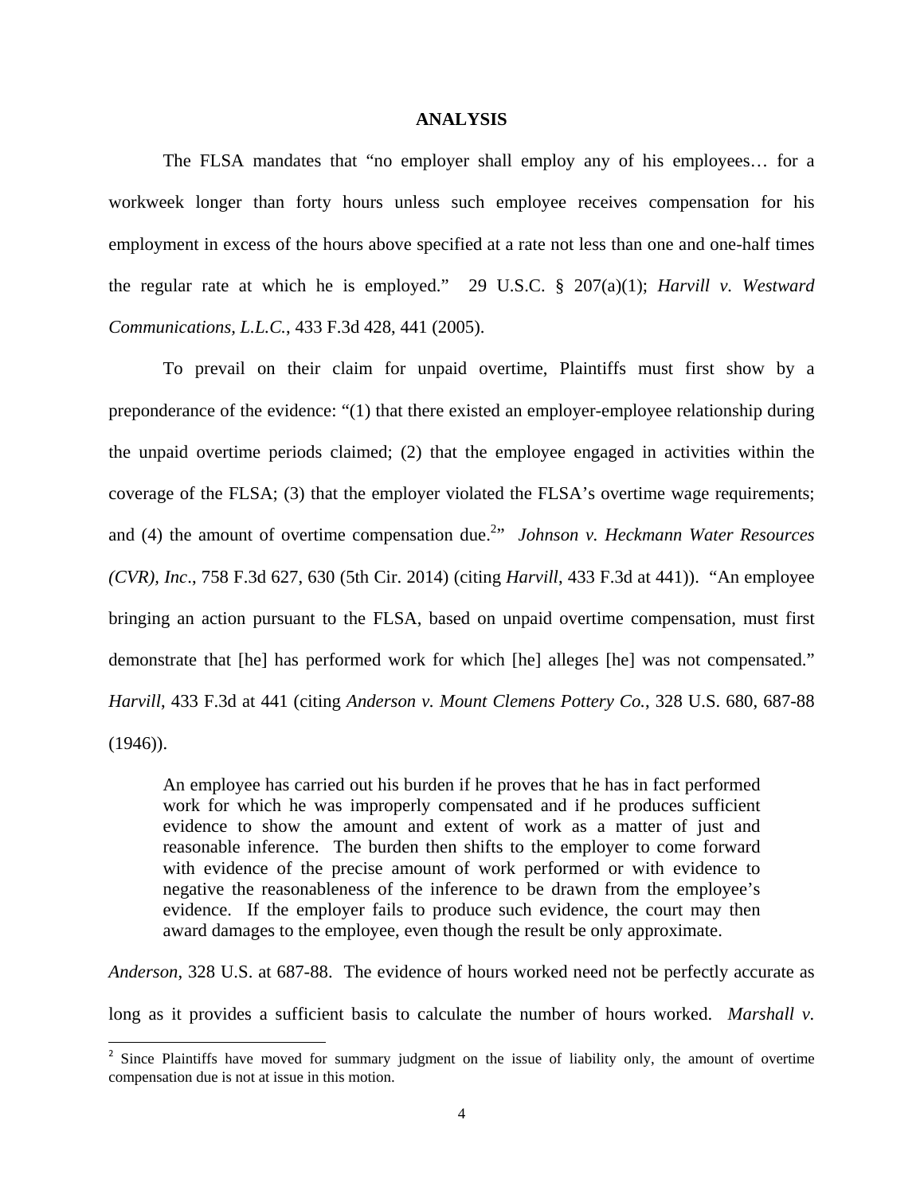**ANALYSIS**

The FLSA mandates that "no employer shall employ any of his employees… for a workweek longer than forty hours unless such employee receives compensation for his employment in excess of the hours above specified at a rate not less than one and one-half times the regular rate at which he is employed." 29 U.S.C. § 207(a)(1); *Harvill v. Westward Communications, L.L.C.*, 433 F.3d 428, 441 (2005).

To prevail on their claim for unpaid overtime, Plaintiffs must first show by a preponderance of the evidence: "(1) that there existed an employer-employee relationship during the unpaid overtime periods claimed; (2) that the employee engaged in activities within the coverage of the FLSA; (3) that the employer violated the FLSA's overtime wage requirements; and (4) the amount of overtime compensation due.[2]" *Johnson v. Heckmann Water Resources (CVR), Inc*., 758 F.3d 627, 630 (5th Cir. 2014) (citing *Harvill*, 433 F.3d at 441)). "An employee bringing an action pursuant to the FLSA, based on unpaid overtime compensation, must first demonstrate that [he] has performed work for which [he] alleges [he] was not compensated." *Harvill*, 433 F.3d at 441 (citing *Anderson v. Mount Clemens Pottery Co.*, 328 U.S. 680, 687-88 (1946)).

> An employee has carried out his burden if he proves that he has in fact performed work for which he was improperly compensated and if he produces sufficient evidence to show the amount and extent of work as a matter of just and reasonable inference. The burden then shifts to the employer to come forward with evidence of the precise amount of work performed or with evidence to negative the reasonableness of the inference to be drawn from the employee's evidence. If the employer fails to produce such evidence, the court may then award damages to the employee, even though the result be only approximate.

*Anderson*, 328 U.S. at 687-88. The evidence of hours worked need not be perfectly accurate as long as it provides a sufficient basis to calculate the number of hours worked. *Marshall v.*

[2] Since Plaintiffs have moved for summary judgment on the issue of liability only, the amount of overtime compensation due is not at issue in this motion.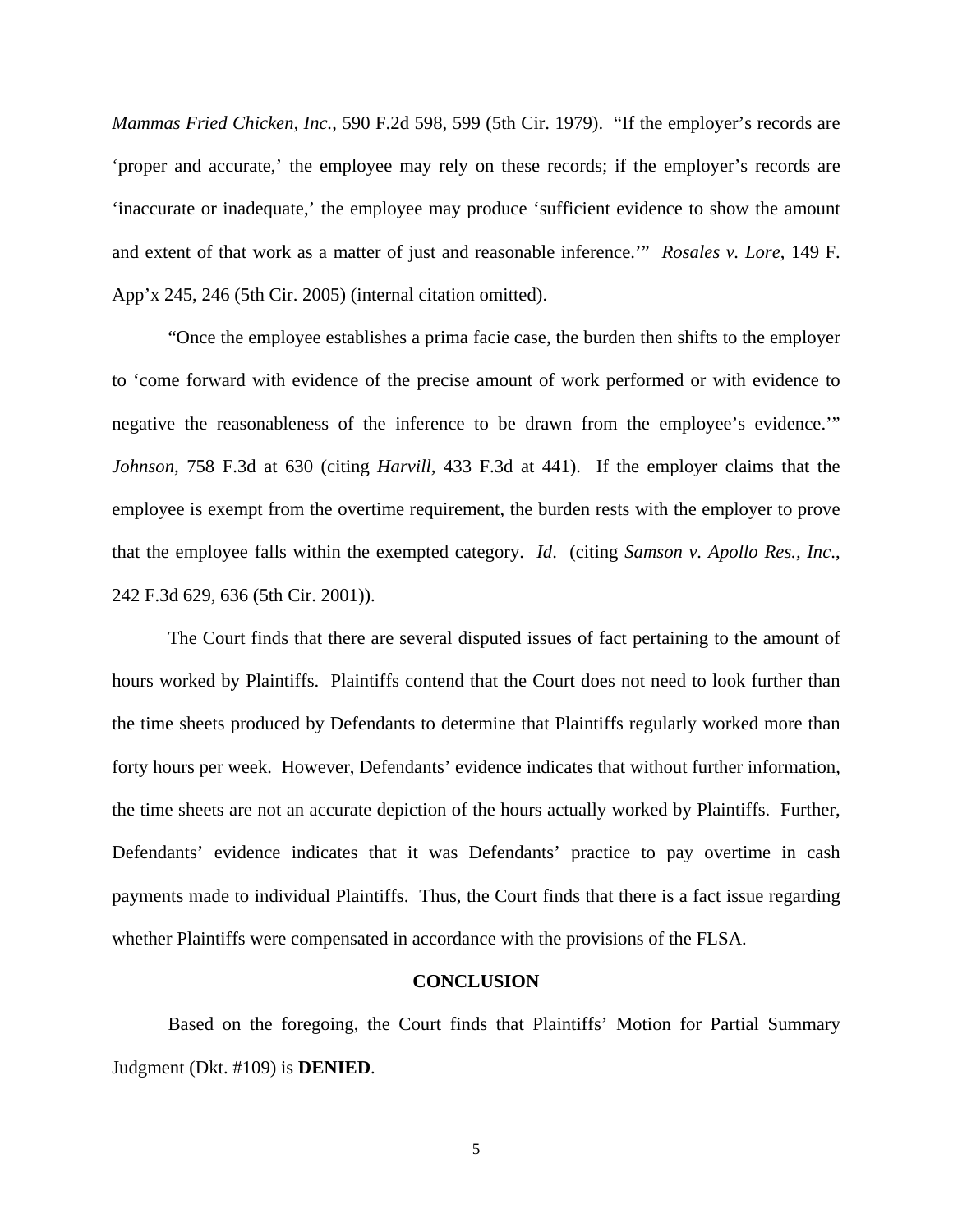*Mammas Fried Chicken, Inc.*, 590 F.2d 598, 599 (5th Cir. 1979). "If the employer's records are 'proper and accurate,' the employee may rely on these records; if the employer's records are 'inaccurate or inadequate,' the employee may produce 'sufficient evidence to show the amount and extent of that work as a matter of just and reasonable inference.'" *Rosales v. Lore*, 149 F. App'x 245, 246 (5th Cir. 2005) (internal citation omitted).

"Once the employee establishes a prima facie case, the burden then shifts to the employer to 'come forward with evidence of the precise amount of work performed or with evidence to negative the reasonableness of the inference to be drawn from the employee's evidence.'" *Johnson*, 758 F.3d at 630 (citing *Harvill*, 433 F.3d at 441). If the employer claims that the employee is exempt from the overtime requirement, the burden rests with the employer to prove that the employee falls within the exempted category. *Id*. (citing *Samson v. Apollo Res., Inc.*, 242 F.3d 629, 636 (5th Cir. 2001)).

The Court finds that there are several disputed issues of fact pertaining to the amount of hours worked by Plaintiffs. Plaintiffs contend that the Court does not need to look further than the time sheets produced by Defendants to determine that Plaintiffs regularly worked more than forty hours per week. However, Defendants' evidence indicates that without further information, the time sheets are not an accurate depiction of the hours actually worked by Plaintiffs. Further, Defendants' evidence indicates that it was Defendants' practice to pay overtime in cash payments made to individual Plaintiffs. Thus, the Court finds that there is a fact issue regarding whether Plaintiffs were compensated in accordance with the provisions of the FLSA.

**CONCLUSION**

Based on the foregoing, the Court finds that Plaintiffs' Motion for Partial Summary Judgment (Dkt. #109) is **DENIED**.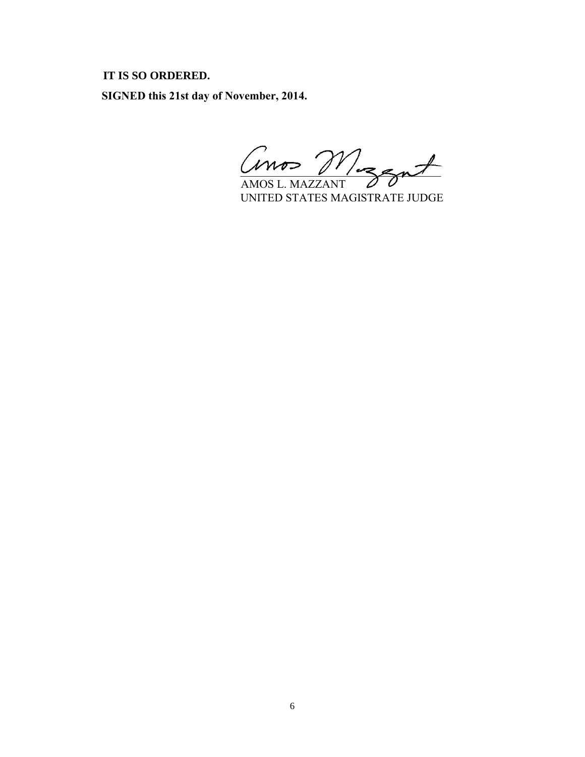**IT IS SO ORDERED.**

**SIGNED this 21st day of November, 2014.**

AMOS L. MAZZANT
UNITED STATES MAGISTRATE JUDGE